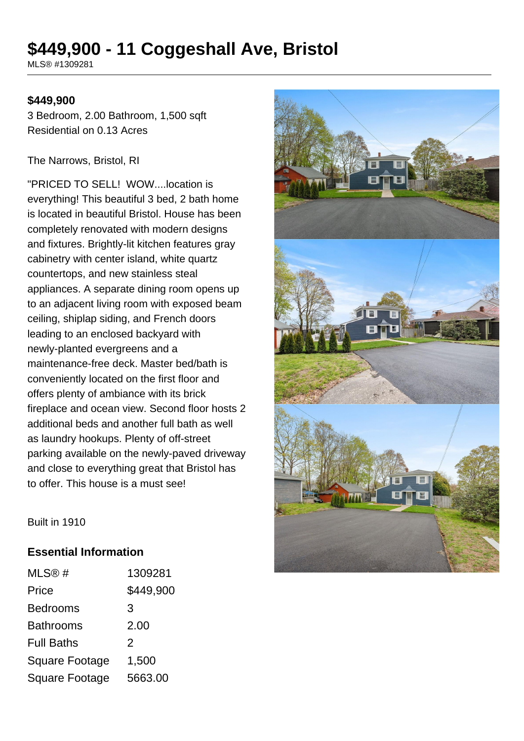# $449,900 - 11 Coggeshall Ave, Bristol

MLS® #1309281

**$449,900**

3 Bedroom, 2.00 Bathroom, 1,500 sqft
Residential on 0.13 Acres

The Narrows, Bristol, RI

"PRICED TO SELL! WOW....location is everything! This beautiful 3 bed, 2 bath home is located in beautiful Bristol. House has been completely renovated with modern designs and fixtures. Brightly-lit kitchen features gray cabinetry with center island, white quartz countertops, and new stainless steal appliances. A separate dining room opens up to an adjacent living room with exposed beam ceiling, shiplap siding, and French doors leading to an enclosed backyard with newly-planted evergreens and a maintenance-free deck. Master bed/bath is conveniently located on the first floor and offers plenty of ambiance with its brick fireplace and ocean view. Second floor hosts 2 additional beds and another full bath as well as laundry hookups. Plenty of off-street parking available on the newly-paved driveway and close to everything great that Bristol has to offer. This house is a must see!

Built in 1910

## Essential Information

| | |
|---|---|
| MLS® # | 1309281 |
| Price | $449,900 |
| Bedrooms | 3 |
| Bathrooms | 2.00 |
| Full Baths | 2 |
| Square Footage | 1,500 |
| Square Footage | 5663.00 |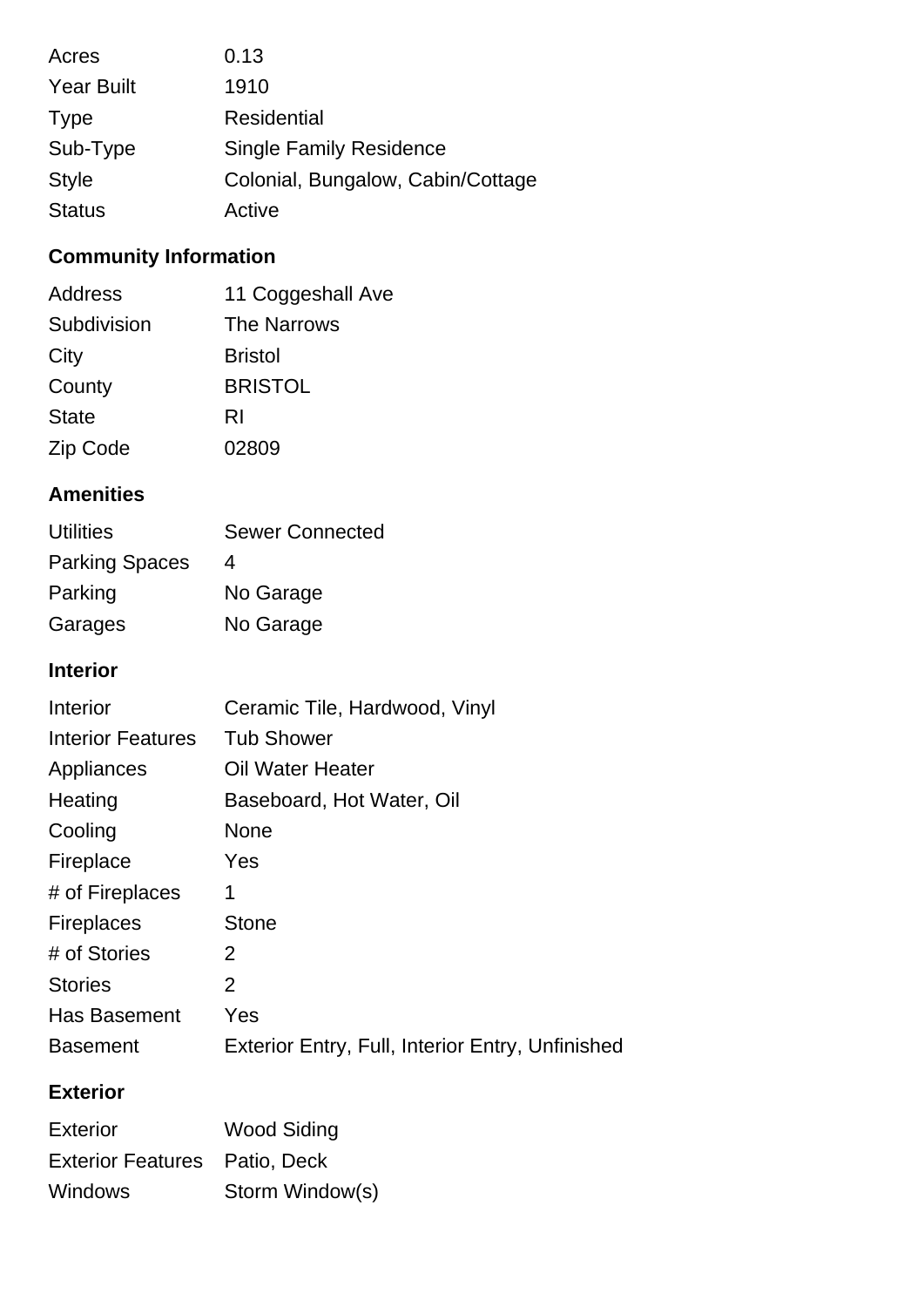| | |
|---|---|
| Acres | 0.13 |
| Year Built | 1910 |
| Type | Residential |
| Sub-Type | Single Family Residence |
| Style | Colonial, Bungalow, Cabin/Cottage |
| Status | Active |

## Community Information

| | |
|---|---|
| Address | 11 Coggeshall Ave |
| Subdivision | The Narrows |
| City | Bristol |
| County | BRISTOL |
| State | RI |
| Zip Code | 02809 |

## Amenities

| | |
|---|---|
| Utilities | Sewer Connected |
| Parking Spaces | 4 |
| Parking | No Garage |
| Garages | No Garage |

## Interior

| | |
|---|---|
| Interior | Ceramic Tile, Hardwood, Vinyl |
| Interior Features | Tub Shower |
| Appliances | Oil Water Heater |
| Heating | Baseboard, Hot Water, Oil |
| Cooling | None |
| Fireplace | Yes |
| # of Fireplaces | 1 |
| Fireplaces | Stone |
| # of Stories | 2 |
| Stories | 2 |
| Has Basement | Yes |
| Basement | Exterior Entry, Full, Interior Entry, Unfinished |

## Exterior

| | |
|---|---|
| Exterior | Wood Siding |
| Exterior Features | Patio, Deck |
| Windows | Storm Window(s) |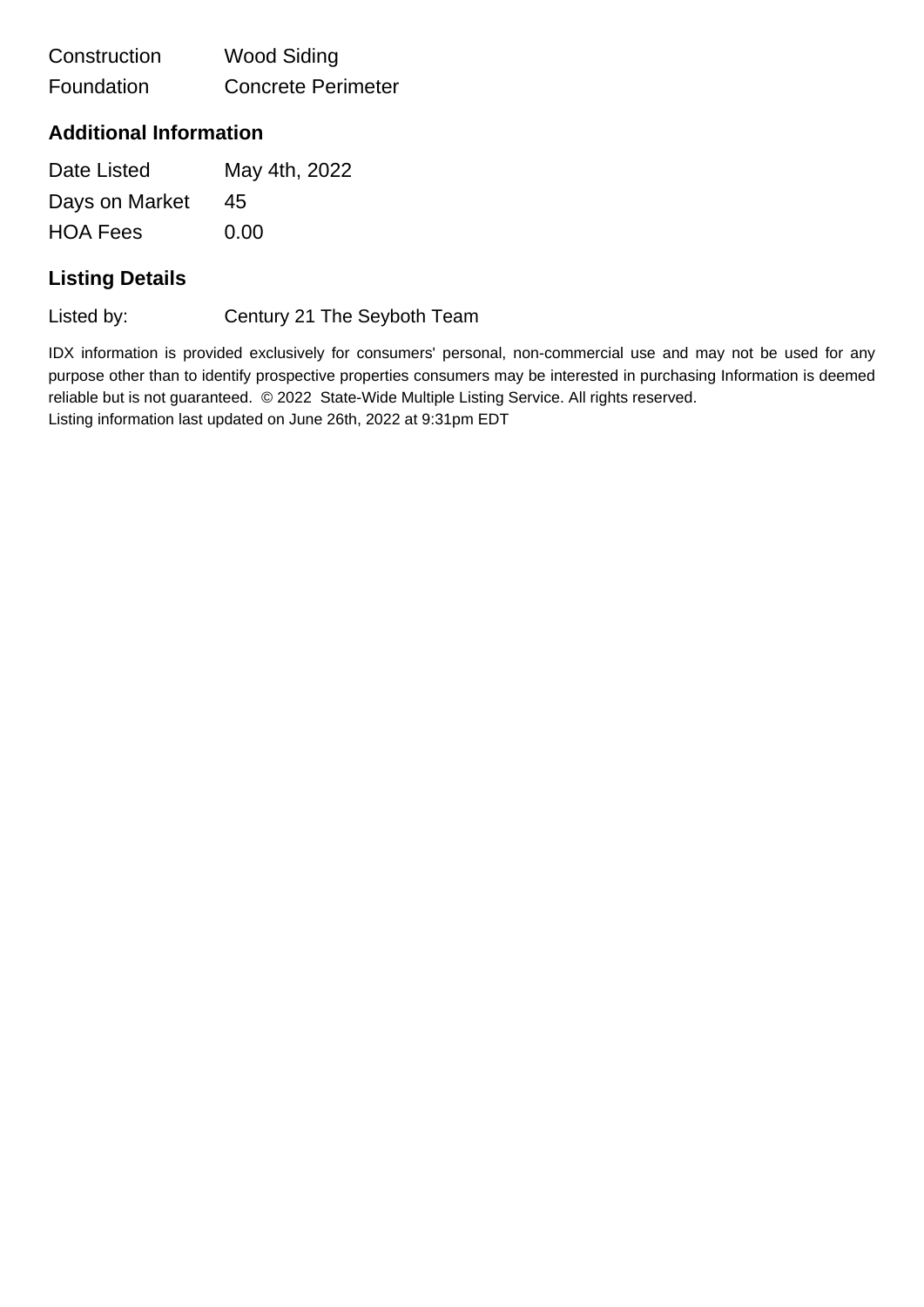| | |
|---|---|
| Construction | Wood Siding |
| Foundation | Concrete Perimeter |

### Additional Information

| | |
|---|---|
| Date Listed | May 4th, 2022 |
| Days on Market | 45 |
| HOA Fees | 0.00 |

### Listing Details

| | |
|---|---|
| Listed by: | Century 21 The Seyboth Team |

IDX information is provided exclusively for consumers' personal, non-commercial use and may not be used for any purpose other than to identify prospective properties consumers may be interested in purchasing Information is deemed reliable but is not guaranteed. © 2022 State-Wide Multiple Listing Service. All rights reserved.
Listing information last updated on June 26th, 2022 at 9:31pm EDT